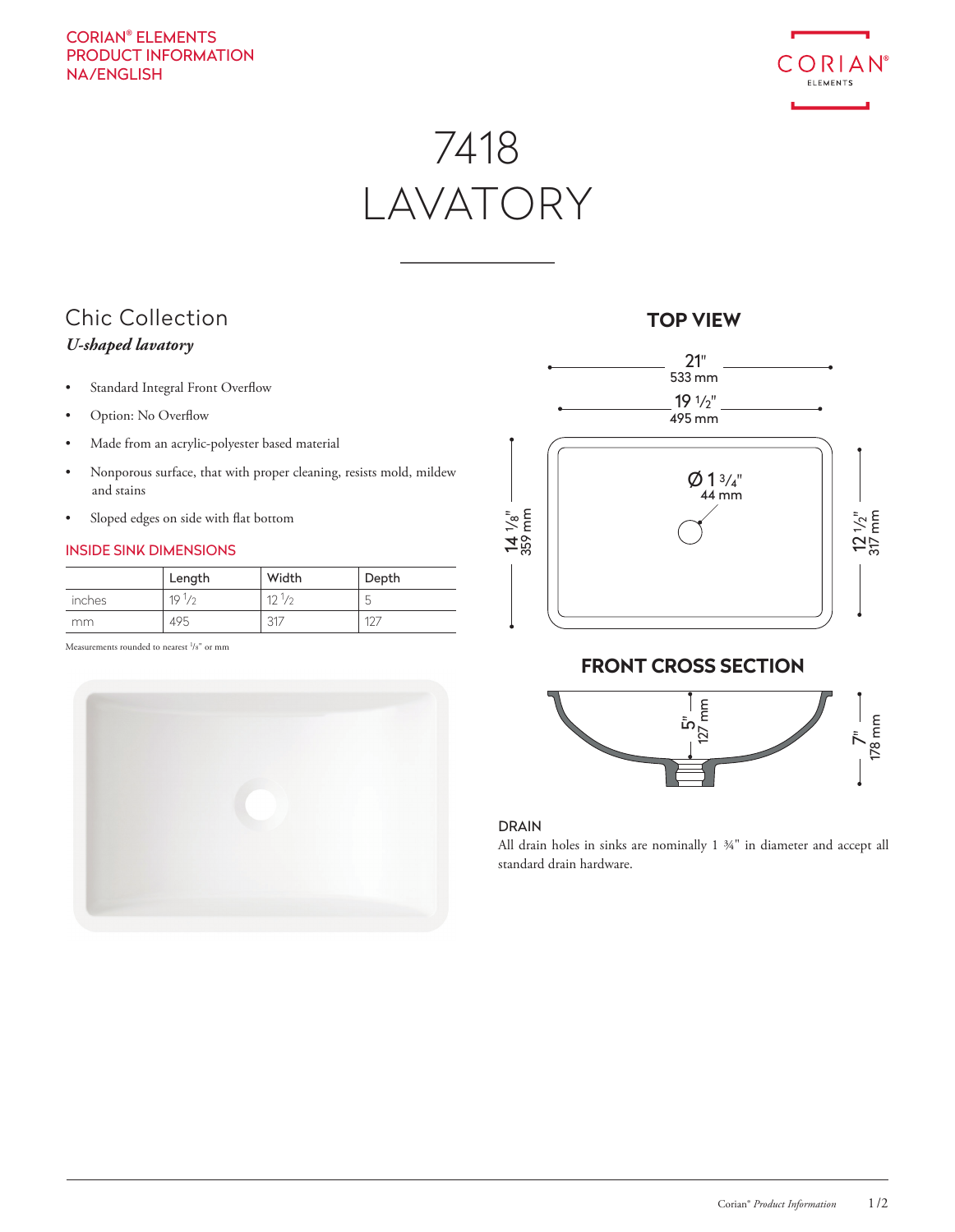CORIAN® ELEMENTS
PRODUCT INFORMATION
NA/ENGLISH

# 7418
# LAVATORY

## Chic Collection

***U-shaped lavatory***

- Standard Integral Front Overflow
- Option: No Overflow
- Made from an acrylic-polyester based material
- Nonporous surface, that with proper cleaning, resists mold, mildew and stains
- Sloped edges on side with flat bottom

### INSIDE SINK DIMENSIONS

| | Length | Width | Depth |
|---|---|---|---|
| inches | 19 1/2 | 12 1/2 | 5 |
| mm | 495 | 317 | 127 |

Measurements rounded to nearest 1/8" or mm

### TOP VIEW

21" 533 mm

19 1/2" 495 mm

Ø 1 3/4" 44 mm

14 1/8" 359 mm

12 1/2" 317 mm

### FRONT CROSS SECTION

5" 127 mm

7" 178 mm

### DRAIN

All drain holes in sinks are nominally 1 ¾" in diameter and accept all standard drain hardware.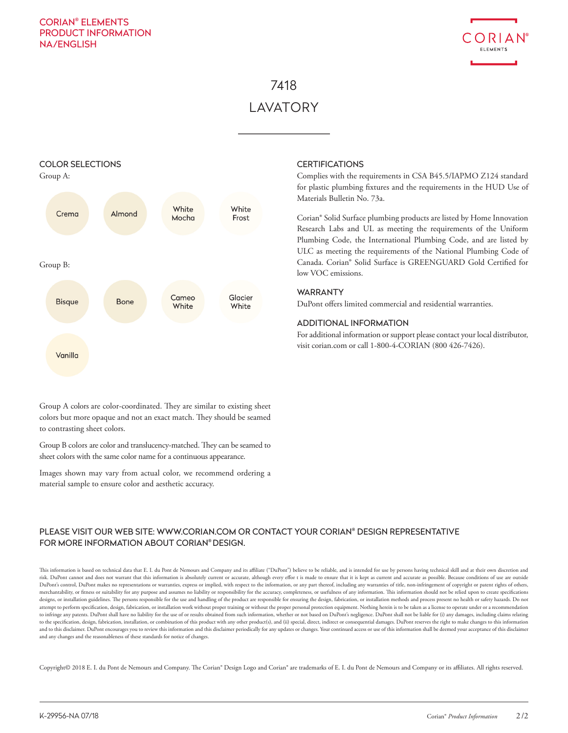CORIAN® ELEMENTS
PRODUCT INFORMATION
NA/ENGLISH

# 7418

# LAVATORY

## COLOR SELECTIONS

Group A:

Crema
Almond
White Mocha
White Frost

Group B:

Bisque
Bone
Cameo White
Glacier White
Vanilla

Group A colors are color-coordinated. They are similar to existing sheet colors but more opaque and not an exact match. They should be seamed to contrasting sheet colors.

Group B colors are color and translucency-matched. They can be seamed to sheet colors with the same color name for a continuous appearance.

Images shown may vary from actual color, we recommend ordering a material sample to ensure color and aesthetic accuracy.

## CERTIFICATIONS

Complies with the requirements in CSA B45.5/IAPMO Z124 standard for plastic plumbing fixtures and the requirements in the HUD Use of Materials Bulletin No. 73a.

Corian® Solid Surface plumbing products are listed by Home Innovation Research Labs and UL as meeting the requirements of the Uniform Plumbing Code, the International Plumbing Code, and are listed by ULC as meeting the requirements of the National Plumbing Code of Canada. Corian® Solid Surface is GREENGUARD Gold Certified for low VOC emissions.

## WARRANTY

DuPont offers limited commercial and residential warranties.

## ADDITIONAL INFORMATION

For additional information or support please contact your local distributor, visit corian.com or call 1-800-4-CORIAN (800 426-7426).

**PLEASE VISIT OUR WEB SITE: WWW.CORIAN.COM OR CONTACT YOUR CORIAN® DESIGN REPRESENTATIVE FOR MORE INFORMATION ABOUT CORIAN® DESIGN.**

This information is based on technical data that E. I. du Pont de Nemours and Company and its affiliate ("DuPont") believe to be reliable, and is intended for use by persons having technical skill and at their own discretion and risk. DuPont cannot and does not warrant that this information is absolutely current or accurate, although every effor t is made to ensure that it is kept as current and accurate as possible. Because conditions of use are outside DuPont's control, DuPont makes no representations or warranties, express or implied, with respect to the information, or any part thereof, including any warranties of title, non-infringement of copyright or patent rights of others, merchantability, or fitness or suitability for any purpose and assumes no liability or responsibility for the accuracy, completeness, or usefulness of any information. This information should not be relied upon to create specifications designs, or installation guidelines. The persons responsible for the use and handling of the product are responsible for ensuring the design, fabrication, or installation methods and process present no health or safety hazards. Do not attempt to perform specification, design, fabrication, or installation work without proper training or without the proper personal protection equipment. Nothing herein is to be taken as a license to operate under or a recommendation to infringe any patents. DuPont shall have no liability for the use of or results obtained from such information, whether or not based on DuPont's negligence. DuPont shall not be liable for (i) any damages, including claims relating to the specification, design, fabrication, installation, or combination of this product with any other product(s), and (ii) special, direct, indirect or consequential damages. DuPont reserves the right to make changes to this information and to this disclaimer. DuPont encourages you to review this information and this disclaimer periodically for any updates or changes. Your continued access or use of this information shall be deemed your acceptance of this disclaimer and any changes and the reasonableness of these standards for notice of changes.

Copyright© 2018 E. I. du Pont de Nemours and Company. The Corian® Design Logo and Corian® are trademarks of E. I. du Pont de Nemours and Company or its affiliates. All rights reserved.

K-29956-NA 07/18